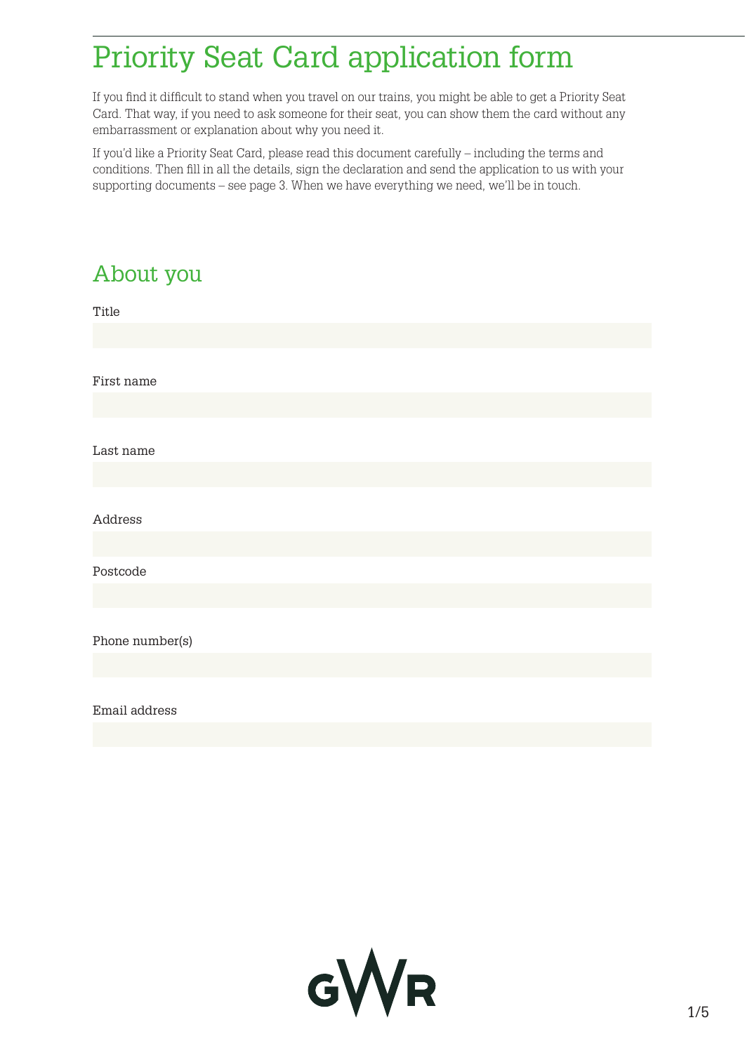# Priority Seat Card application form

If you find it difficult to stand when you travel on our trains, you might be able to get a Priority Seat Card. That way, if you need to ask someone for their seat, you can show them the card without any embarrassment or explanation about why you need it.

If you'd like a Priority Seat Card, please read this document carefully – including the terms and conditions. Then fill in all the details, sign the declaration and send the application to us with your supporting documents – see page 3. When we have everything we need, we'll be in touch.

## About you

Title

First name

Last name

Address

Postcode

Phone number(s)

Email address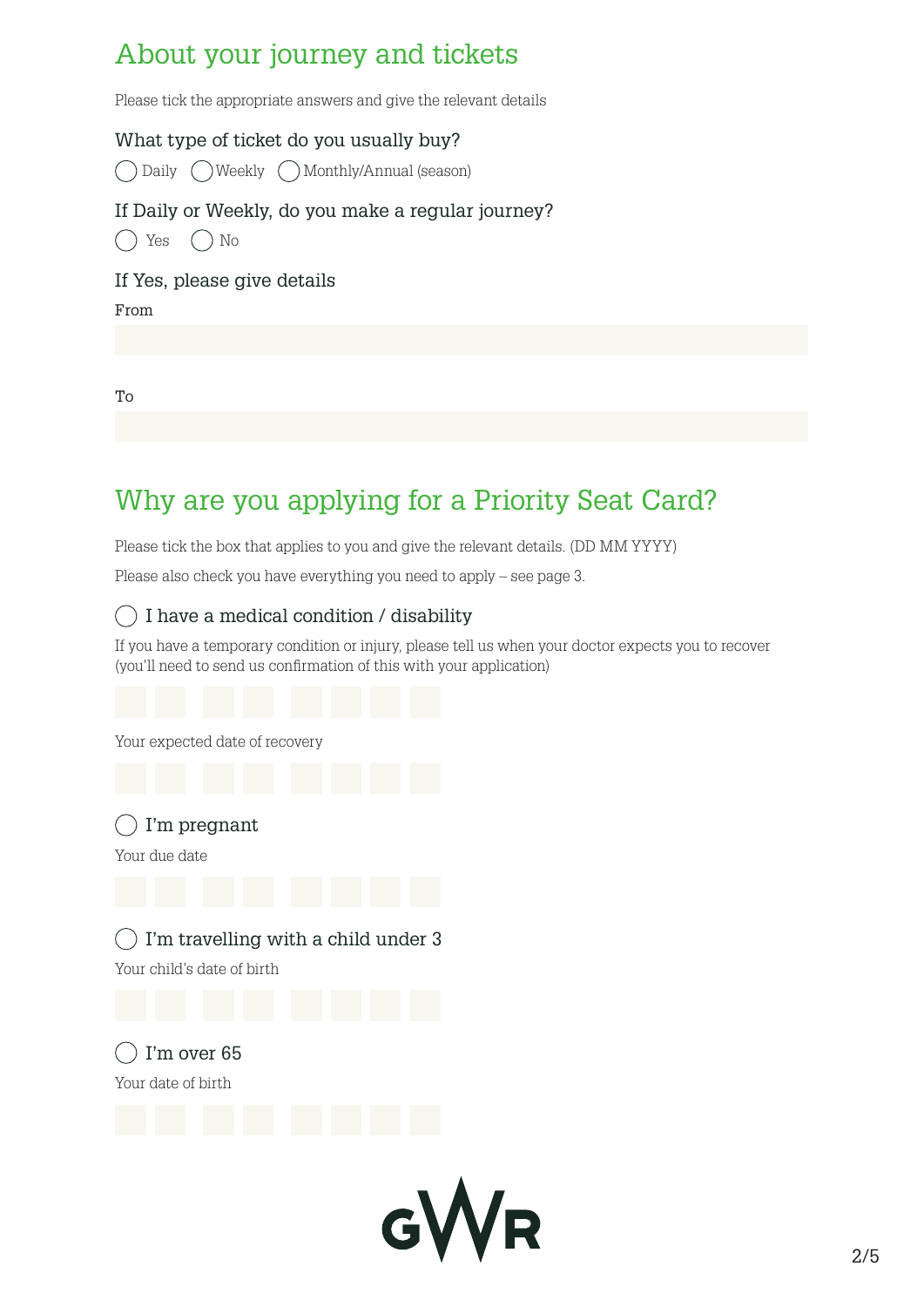## About your journey and tickets

Please tick the appropriate answers and give the relevant details

What type of ticket do you usually buy?

◯ Daily ◯ Weekly ◯ Monthly/Annual (season)

If Daily or Weekly, do you make a regular journey?

◯ Yes ◯ No

If Yes, please give details

From

To

## Why are you applying for a Priority Seat Card?

Please tick the box that applies to you and give the relevant details. (DD MM YYYY)

Please also check you have everything you need to apply – see page 3.

◯ I have a medical condition / disability

If you have a temporary condition or injury, please tell us when your doctor expects you to recover (you'll need to send us confirmation of this with your application)

Your expected date of recovery

◯ I'm pregnant

Your due date

◯ I'm travelling with a child under 3

Your child's date of birth

◯ I'm over 65

Your date of birth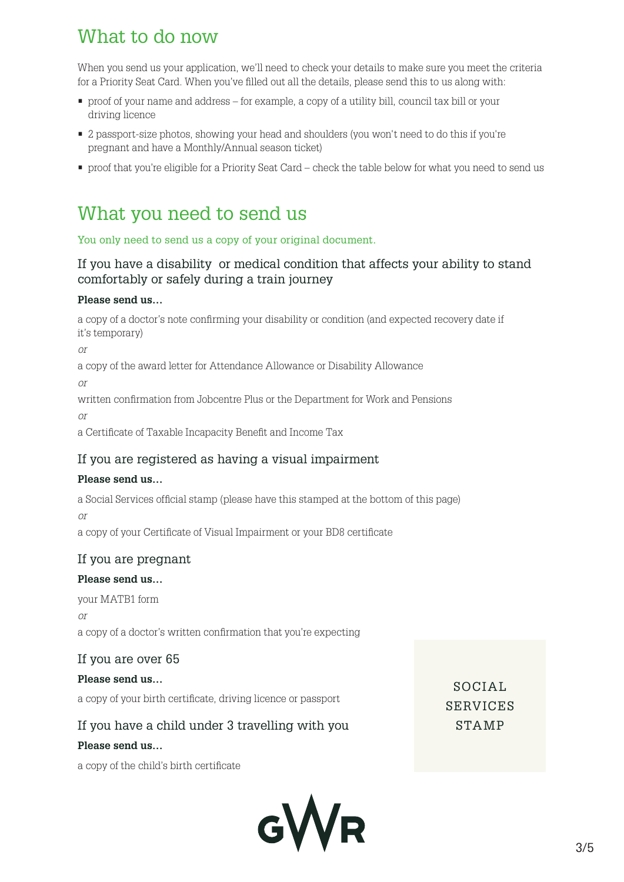## What to do now

When you send us your application, we'll need to check your details to make sure you meet the criteria for a Priority Seat Card. When you've filled out all the details, please send this to us along with:

- proof of your name and address – for example, a copy of a utility bill, council tax bill or your driving licence
- 2 passport-size photos, showing your head and shoulders (you won't need to do this if you're pregnant and have a Monthly/Annual season ticket)
- proof that you're eligible for a Priority Seat Card – check the table below for what you need to send us

## What you need to send us

You only need to send us a copy of your original document.

### If you have a disability or medical condition that affects your ability to stand comfortably or safely during a train journey

**Please send us…**

a copy of a doctor's note confirming your disability or condition (and expected recovery date if it's temporary)

*or*

a copy of the award letter for Attendance Allowance or Disability Allowance

*or*

written confirmation from Jobcentre Plus or the Department for Work and Pensions

*or*

a Certificate of Taxable Incapacity Benefit and Income Tax

### If you are registered as having a visual impairment

**Please send us…**

a Social Services official stamp (please have this stamped at the bottom of this page)

*or*

a copy of your Certificate of Visual Impairment or your BD8 certificate

### If you are pregnant

**Please send us…**

your MATB1 form

*or*

a copy of a doctor's written confirmation that you're expecting

### If you are over 65

**Please send us…**

a copy of your birth certificate, driving licence or passport

### If you have a child under 3 travelling with you

**Please send us…**

a copy of the child's birth certificate

SOCIAL SERVICES STAMP

GWR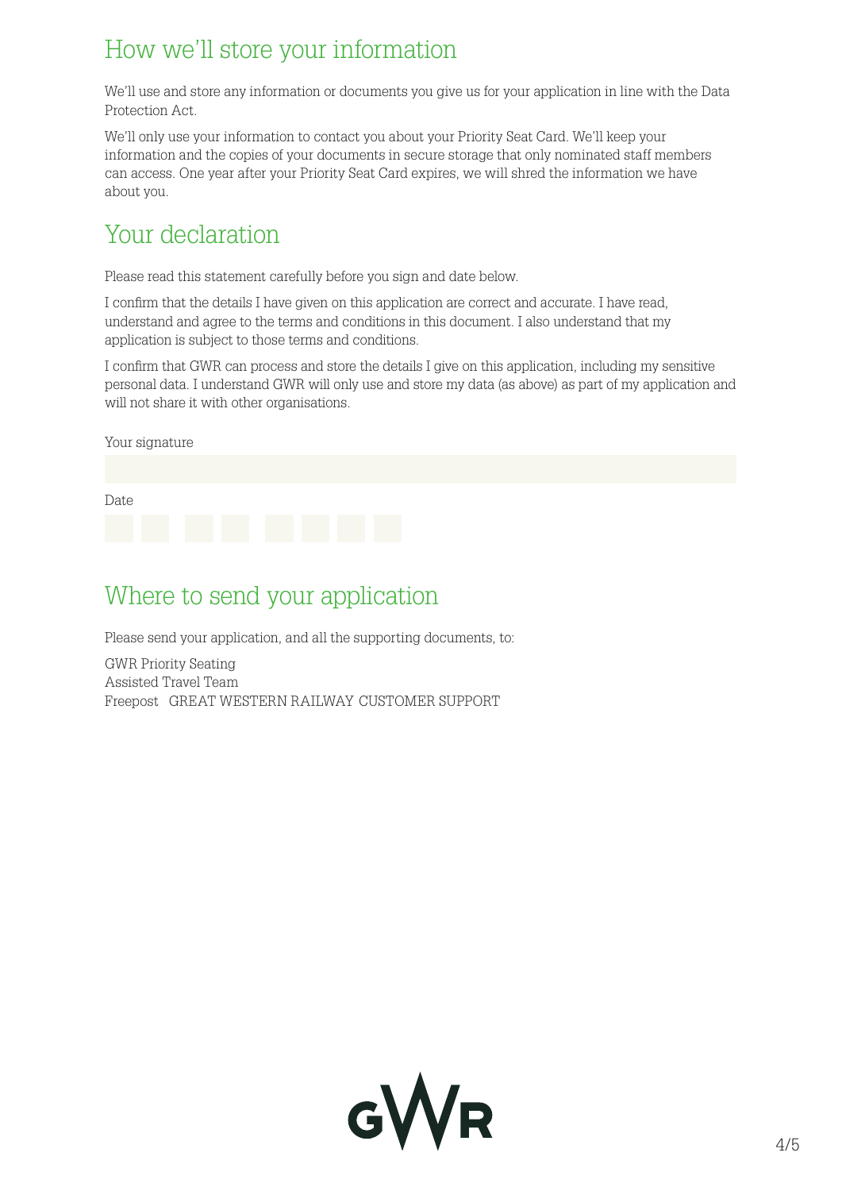## How we'll store your information

We'll use and store any information or documents you give us for your application in line with the Data Protection Act.

We'll only use your information to contact you about your Priority Seat Card. We'll keep your information and the copies of your documents in secure storage that only nominated staff members can access. One year after your Priority Seat Card expires, we will shred the information we have about you.

## Your declaration

Please read this statement carefully before you sign and date below.

I confirm that the details I have given on this application are correct and accurate. I have read, understand and agree to the terms and conditions in this document. I also understand that my application is subject to those terms and conditions.

I confirm that GWR can process and store the details I give on this application, including my sensitive personal data. I understand GWR will only use and store my data (as above) as part of my application and will not share it with other organisations.

Your signature

Date

## Where to send your application

Please send your application, and all the supporting documents, to:

GWR Priority Seating
Assisted Travel Team
Freepost GREAT WESTERN RAILWAY CUSTOMER SUPPORT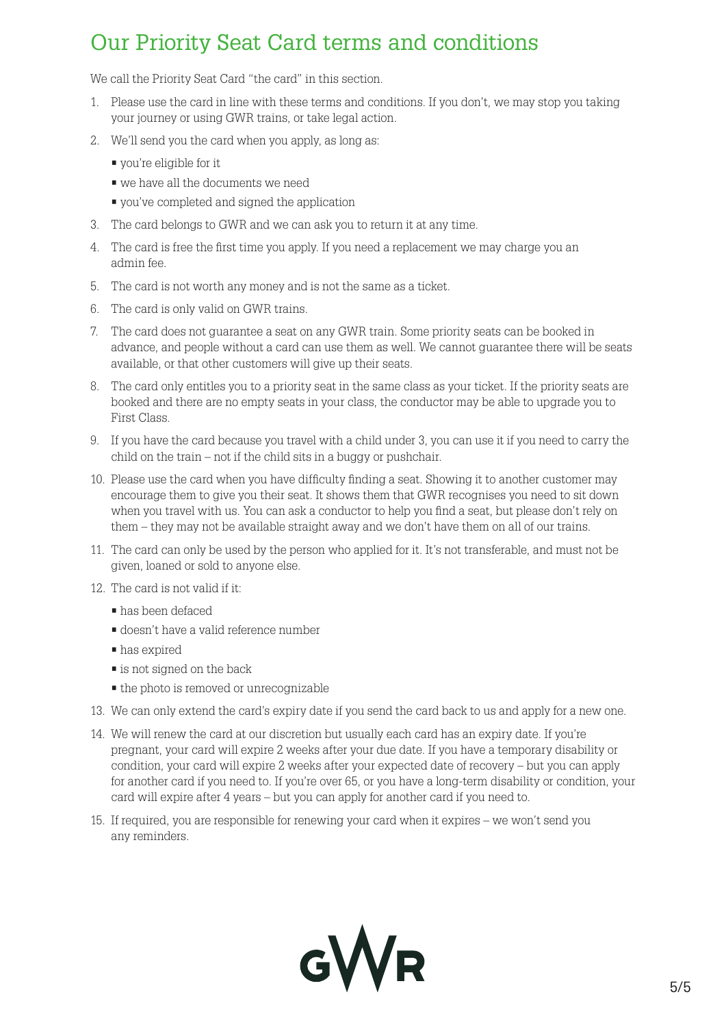# Our Priority Seat Card terms and conditions

We call the Priority Seat Card "the card" in this section.

1. Please use the card in line with these terms and conditions. If you don't, we may stop you taking your journey or using GWR trains, or take legal action.
2. We'll send you the card when you apply, as long as:
   - you're eligible for it
   - we have all the documents we need
   - you've completed and signed the application
3. The card belongs to GWR and we can ask you to return it at any time.
4. The card is free the first time you apply. If you need a replacement we may charge you an admin fee.
5. The card is not worth any money and is not the same as a ticket.
6. The card is only valid on GWR trains.
7. The card does not guarantee a seat on any GWR train. Some priority seats can be booked in advance, and people without a card can use them as well. We cannot guarantee there will be seats available, or that other customers will give up their seats.
8. The card only entitles you to a priority seat in the same class as your ticket. If the priority seats are booked and there are no empty seats in your class, the conductor may be able to upgrade you to First Class.
9. If you have the card because you travel with a child under 3, you can use it if you need to carry the child on the train – not if the child sits in a buggy or pushchair.
10. Please use the card when you have difficulty finding a seat. Showing it to another customer may encourage them to give you their seat. It shows them that GWR recognises you need to sit down when you travel with us. You can ask a conductor to help you find a seat, but please don't rely on them – they may not be available straight away and we don't have them on all of our trains.
11. The card can only be used by the person who applied for it. It's not transferable, and must not be given, loaned or sold to anyone else.
12. The card is not valid if it:
    - has been defaced
    - doesn't have a valid reference number
    - has expired
    - is not signed on the back
    - the photo is removed or unrecognizable
13. We can only extend the card's expiry date if you send the card back to us and apply for a new one.
14. We will renew the card at our discretion but usually each card has an expiry date. If you're pregnant, your card will expire 2 weeks after your due date. If you have a temporary disability or condition, your card will expire 2 weeks after your expected date of recovery – but you can apply for another card if you need to. If you're over 65, or you have a long-term disability or condition, your card will expire after 4 years – but you can apply for another card if you need to.
15. If required, you are responsible for renewing your card when it expires – we won't send you any reminders.

GWR